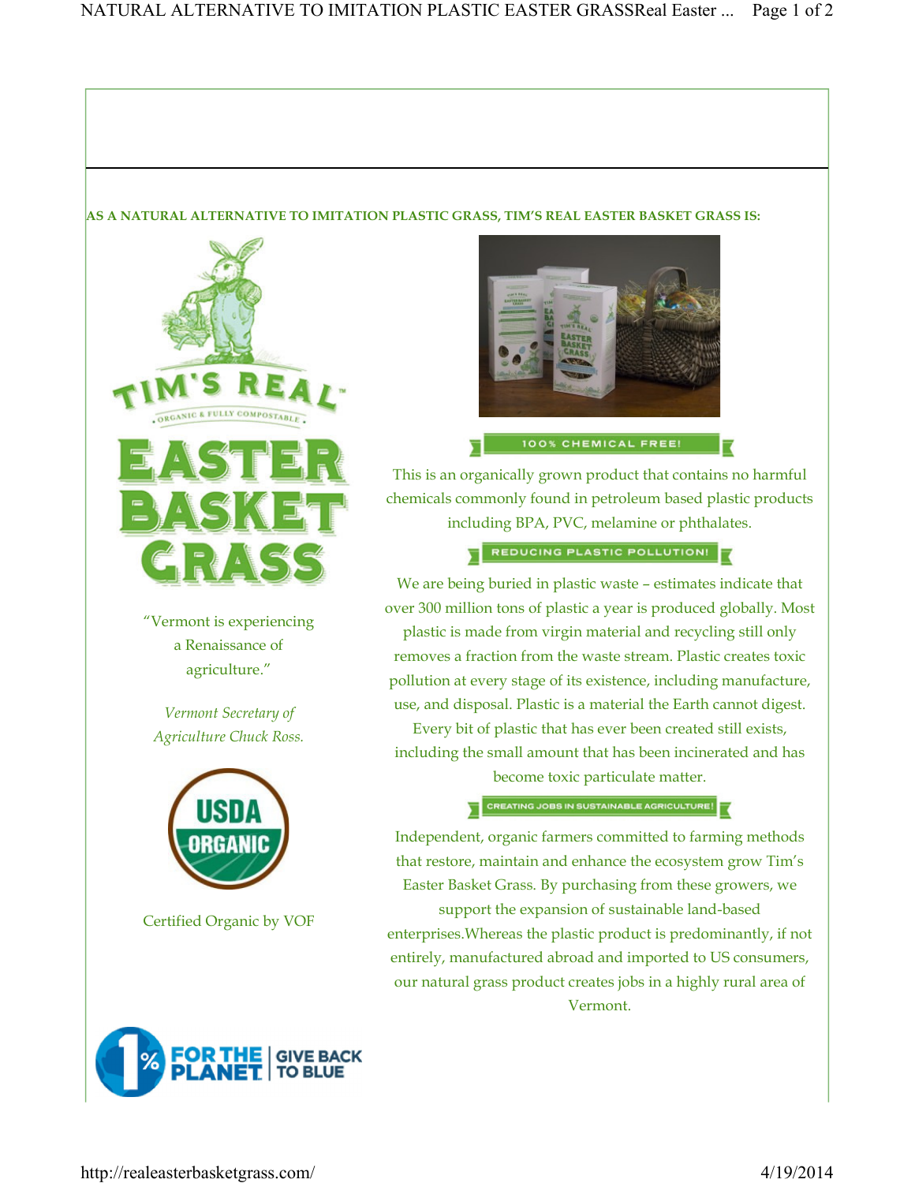**AS A NATURAL ALTERNATIVE TO IMITATION PLASTIC GRASS, TIM'S REAL EASTER BASKET GRASS IS:**

TIM'S REAL™

ORGANIC & FULLY COMPOSTABLE

EASTER BASKET GRASS

"Vermont is experiencing a Renaissance of agriculture."

*Vermont Secretary of Agriculture Chuck Ross.*

USDA ORGANIC

Certified Organic by VOF

1% FOR THE PLANET | GIVE BACK TO BLUE

## 100% CHEMICAL FREE!

This is an organically grown product that contains no harmful chemicals commonly found in petroleum based plastic products including BPA, PVC, melamine or phthalates.

## REDUCING PLASTIC POLLUTION!

We are being buried in plastic waste – estimates indicate that over 300 million tons of plastic a year is produced globally. Most plastic is made from virgin material and recycling still only removes a fraction from the waste stream. Plastic creates toxic pollution at every stage of its existence, including manufacture, use, and disposal. Plastic is a material the Earth cannot digest. Every bit of plastic that has ever been created still exists, including the small amount that has been incinerated and has become toxic particulate matter.

## CREATING JOBS IN SUSTAINABLE AGRICULTURE!

Independent, organic farmers committed to farming methods that restore, maintain and enhance the ecosystem grow Tim's Easter Basket Grass. By purchasing from these growers, we support the expansion of sustainable land-based enterprises.Whereas the plastic product is predominantly, if not entirely, manufactured abroad and imported to US consumers, our natural grass product creates jobs in a highly rural area of Vermont.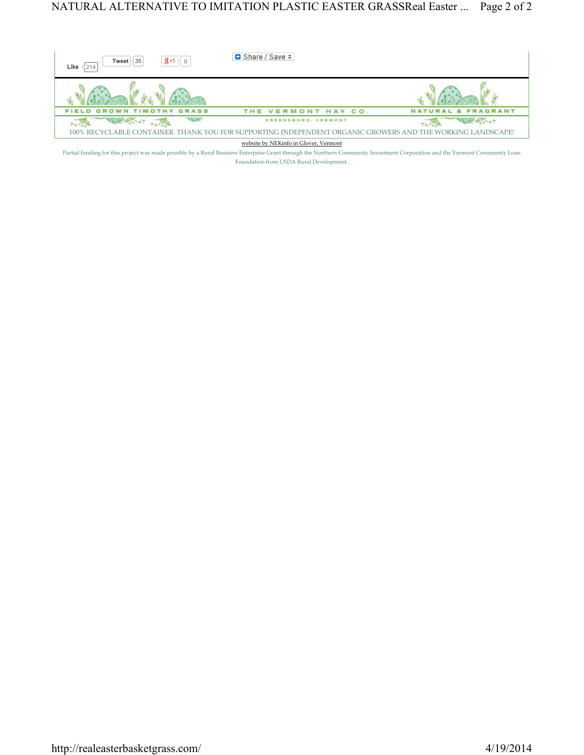Like 214 Tweet 35 +1 0 Share / Save

FIELD GROWN TIMOTHY GRASS THE VERMONT HAY CO. NATURAL & FRAGRANT

GREENSBORO, VERMONT

100% RECYCLABLE CONTAINER. THANK YOU FOR SUPPORTING INDEPENDENT ORGANIC GROWERS AND THE WORKING LANDSCAPE!

website by NEKinfo in Glover, Vermont

Partial funding for this project was made possible by a Rural Business Enterprise Grant through the Northern Community Investment Corporation and the Vermont Community Loan Foundation from USDA Rural Development.